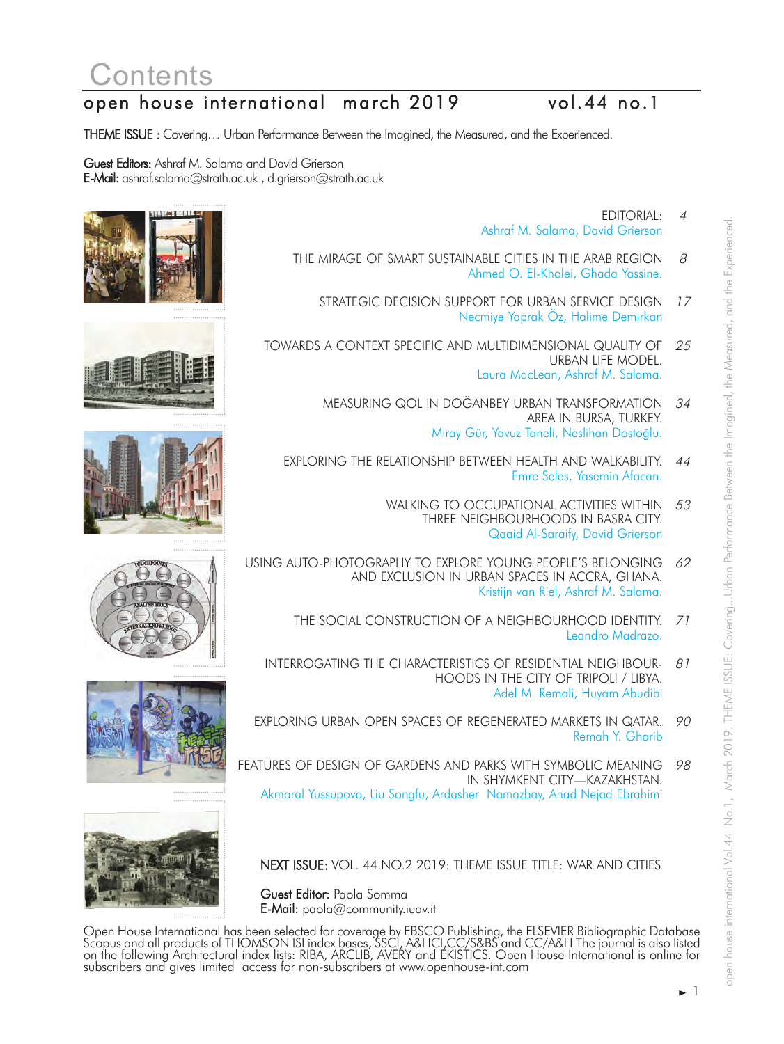# Contents

**open house international march 2019 vol.44 no.1**

**THEME ISSUE :** Covering… Urban Performance Between the Imagined, the Measured, and the Experienced.

**Guest Editors:** Ashraf M. Salama and David Grierson
**E-Mail:** ashraf.salama@strath.ac.uk , d.grierson@strath.ac.uk

EDITORIAL: 4
Ashraf M. Salama, David Grierson

THE MIRAGE OF SMART SUSTAINABLE CITIES IN THE ARAB REGION 8
Ahmed O. El-Kholei, Ghada Yassine.

STRATEGIC DECISION SUPPORT FOR URBAN SERVICE DESIGN 17
Necmiye Yaprak Öz, Halime Demirkan

TOWARDS A CONTEXT SPECIFIC AND MULTIDIMENSIONAL QUALITY OF URBAN LIFE MODEL. 25
Laura MacLean, Ashraf M. Salama.

MEASURING QOL IN DOĞANBEY URBAN TRANSFORMATION AREA IN BURSA, TURKEY. 34
Miray Gür, Yavuz Taneli, Neslihan Dostoğlu.

EXPLORING THE RELATIONSHIP BETWEEN HEALTH AND WALKABILITY. 44
Emre Seles, Yasemin Afacan.

WALKING TO OCCUPATIONAL ACTIVITIES WITHIN THREE NEIGHBOURHOODS IN BASRA CITY. 53
Qaaid Al-Saraify, David Grierson

USING AUTO-PHOTOGRAPHY TO EXPLORE YOUNG PEOPLE'S BELONGING AND EXCLUSION IN URBAN SPACES IN ACCRA, GHANA. 62
Kristijn van Riel, Ashraf M. Salama.

THE SOCIAL CONSTRUCTION OF A NEIGHBOURHOOD IDENTITY. 71
Leandro Madrazo.

INTERROGATING THE CHARACTERISTICS OF RESIDENTIAL NEIGHBOURHOODS IN THE CITY OF TRIPOLI / LIBYA. 81
Adel M. Remali, Huyam Abudibi

EXPLORING URBAN OPEN SPACES OF REGENERATED MARKETS IN QATAR. 90
Remah Y. Gharib

FEATURES OF DESIGN OF GARDENS AND PARKS WITH SYMBOLIC MEANING IN SHYMKENT CITY—KAZAKHSTAN. 98
Akmaral Yussupova, Liu Songfu, Ardasher Namazbay, Ahad Nejad Ebrahimi

**NEXT ISSUE:** VOL. 44.NO.2 2019: THEME ISSUE TITLE: WAR AND CITIES

**Guest Editor:** Paola Somma
**E-Mail:** paola@community.iuav.it

Open House International has been selected for coverage by EBSCO Publishing, the ELSEVIER Bibliographic Database Scopus and all products of THOMSON ISI index bases, SSCI, A&HCI,CC/S&BS and CC/A&H The journal is also listed on the following Architectural index lists: RIBA, ARCLIB, AVERY and EKISTICS. Open House International is online for subscribers and gives limited access for non-subscribers at www.openhouse-int.com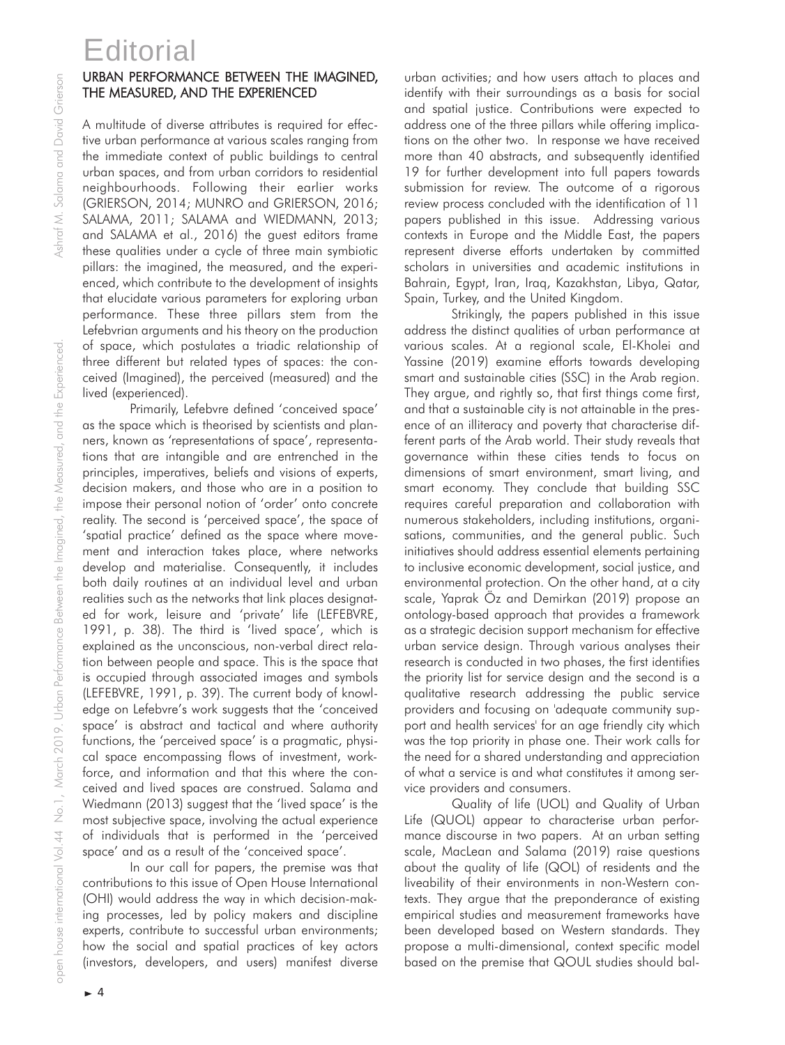# Editorial

## URBAN PERFORMANCE BETWEEN THE IMAGINED, THE MEASURED, AND THE EXPERIENCED

A multitude of diverse attributes is required for effective urban performance at various scales ranging from the immediate context of public buildings to central urban spaces, and from urban corridors to residential neighbourhoods. Following their earlier works (GRIERSON, 2014; MUNRO and GRIERSON, 2016; SALAMA, 2011; SALAMA and WIEDMANN, 2013; and SALAMA et al., 2016) the guest editors frame these qualities under a cycle of three main symbiotic pillars: the imagined, the measured, and the experienced, which contribute to the development of insights that elucidate various parameters for exploring urban performance. These three pillars stem from the Lefebvrian arguments and his theory on the production of space, which postulates a triadic relationship of three different but related types of spaces: the conceived (Imagined), the perceived (measured) and the lived (experienced).

Primarily, Lefebvre defined 'conceived space' as the space which is theorised by scientists and planners, known as 'representations of space', representations that are intangible and are entrenched in the principles, imperatives, beliefs and visions of experts, decision makers, and those who are in a position to impose their personal notion of 'order' onto concrete reality. The second is 'perceived space', the space of 'spatial practice' defined as the space where movement and interaction takes place, where networks develop and materialise. Consequently, it includes both daily routines at an individual level and urban realities such as the networks that link places designated for work, leisure and 'private' life (LEFEBVRE, 1991, p. 38). The third is 'lived space', which is explained as the unconscious, non-verbal direct relation between people and space. This is the space that is occupied through associated images and symbols (LEFEBVRE, 1991, p. 39). The current body of knowledge on Lefebvre's work suggests that the 'conceived space' is abstract and tactical and where authority functions, the 'perceived space' is a pragmatic, physical space encompassing flows of investment, workforce, and information and that this where the conceived and lived spaces are construed. Salama and Wiedmann (2013) suggest that the 'lived space' is the most subjective space, involving the actual experience of individuals that is performed in the 'perceived space' and as a result of the 'conceived space'.

In our call for papers, the premise was that contributions to this issue of Open House International (OHI) would address the way in which decision-making processes, led by policy makers and discipline experts, contribute to successful urban environments; how the social and spatial practices of key actors (investors, developers, and users) manifest diverse urban activities; and how users attach to places and identify with their surroundings as a basis for social and spatial justice. Contributions were expected to address one of the three pillars while offering implications on the other two. In response we have received more than 40 abstracts, and subsequently identified 19 for further development into full papers towards submission for review. The outcome of a rigorous review process concluded with the identification of 11 papers published in this issue. Addressing various contexts in Europe and the Middle East, the papers represent diverse efforts undertaken by committed scholars in universities and academic institutions in Bahrain, Egypt, Iran, Iraq, Kazakhstan, Libya, Qatar, Spain, Turkey, and the United Kingdom.

Strikingly, the papers published in this issue address the distinct qualities of urban performance at various scales. At a regional scale, El-Kholei and Yassine (2019) examine efforts towards developing smart and sustainable cities (SSC) in the Arab region. They argue, and rightly so, that first things come first, and that a sustainable city is not attainable in the presence of an illiteracy and poverty that characterise different parts of the Arab world. Their study reveals that governance within these cities tends to focus on dimensions of smart environment, smart living, and smart economy. They conclude that building SSC requires careful preparation and collaboration with numerous stakeholders, including institutions, organisations, communities, and the general public. Such initiatives should address essential elements pertaining to inclusive economic development, social justice, and environmental protection. On the other hand, at a city scale, Yaprak Öz and Demirkan (2019) propose an ontology-based approach that provides a framework as a strategic decision support mechanism for effective urban service design. Through various analyses their research is conducted in two phases, the first identifies the priority list for service design and the second is a qualitative research addressing the public service providers and focusing on 'adequate community support and health services' for an age friendly city which was the top priority in phase one. Their work calls for the need for a shared understanding and appreciation of what a service is and what constitutes it among service providers and consumers.

Quality of life (UOL) and Quality of Urban Life (QUOL) appear to characterise urban performance discourse in two papers. At an urban setting scale, MacLean and Salama (2019) raise questions about the quality of life (QOL) of residents and the liveability of their environments in non-Western contexts. They argue that the preponderance of existing empirical studies and measurement frameworks have been developed based on Western standards. They propose a multi-dimensional, context specific model based on the premise that QOUL studies should bal-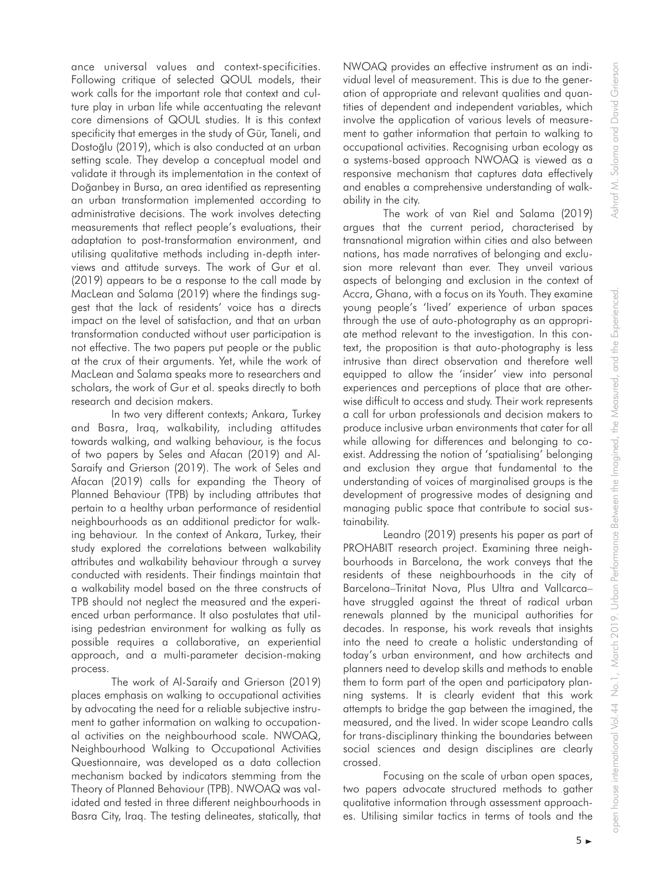ance universal values and context-specificities. Following critique of selected QOUL models, their work calls for the important role that context and culture play in urban life while accentuating the relevant core dimensions of QOUL studies. It is this context specificity that emerges in the study of Gür, Taneli, and Dostoğlu (2019), which is also conducted at an urban setting scale. They develop a conceptual model and validate it through its implementation in the context of Doğanbey in Bursa, an area identified as representing an urban transformation implemented according to administrative decisions. The work involves detecting measurements that reflect people's evaluations, their adaptation to post-transformation environment, and utilising qualitative methods including in-depth interviews and attitude surveys. The work of Gur et al. (2019) appears to be a response to the call made by MacLean and Salama (2019) where the findings suggest that the lack of residents' voice has a directs impact on the level of satisfaction, and that an urban transformation conducted without user participation is not effective. The two papers put people or the public at the crux of their arguments. Yet, while the work of MacLean and Salama speaks more to researchers and scholars, the work of Gur et al. speaks directly to both research and decision makers.

In two very different contexts; Ankara, Turkey and Basra, Iraq, walkability, including attitudes towards walking, and walking behaviour, is the focus of two papers by Seles and Afacan (2019) and Al-Saraify and Grierson (2019). The work of Seles and Afacan (2019) calls for expanding the Theory of Planned Behaviour (TPB) by including attributes that pertain to a healthy urban performance of residential neighbourhoods as an additional predictor for walking behaviour. In the context of Ankara, Turkey, their study explored the correlations between walkability attributes and walkability behaviour through a survey conducted with residents. Their findings maintain that a walkability model based on the three constructs of TPB should not neglect the measured and the experienced urban performance. It also postulates that utilising pedestrian environment for walking as fully as possible requires a collaborative, an experiential approach, and a multi-parameter decision-making process.

The work of Al-Saraify and Grierson (2019) places emphasis on walking to occupational activities by advocating the need for a reliable subjective instrument to gather information on walking to occupational activities on the neighbourhood scale. NWOAQ, Neighbourhood Walking to Occupational Activities Questionnaire, was developed as a data collection mechanism backed by indicators stemming from the Theory of Planned Behaviour (TPB). NWOAQ was validated and tested in three different neighbourhoods in Basra City, Iraq. The testing delineates, statically, that NWOAQ provides an effective instrument as an individual level of measurement. This is due to the generation of appropriate and relevant qualities and quantities of dependent and independent variables, which involve the application of various levels of measurement to gather information that pertain to walking to occupational activities. Recognising urban ecology as a systems-based approach NWOAQ is viewed as a responsive mechanism that captures data effectively and enables a comprehensive understanding of walkability in the city.

The work of van Riel and Salama (2019) argues that the current period, characterised by transnational migration within cities and also between nations, has made narratives of belonging and exclusion more relevant than ever. They unveil various aspects of belonging and exclusion in the context of Accra, Ghana, with a focus on its Youth. They examine young people's 'lived' experience of urban spaces through the use of auto-photography as an appropriate method relevant to the investigation. In this context, the proposition is that auto-photography is less intrusive than direct observation and therefore well equipped to allow the 'insider' view into personal experiences and perceptions of place that are otherwise difficult to access and study. Their work represents a call for urban professionals and decision makers to produce inclusive urban environments that cater for all while allowing for differences and belonging to co-exist. Addressing the notion of 'spatialising' belonging and exclusion they argue that fundamental to the understanding of voices of marginalised groups is the development of progressive modes of designing and managing public space that contribute to social sustainability.

Leandro (2019) presents his paper as part of PROHABIT research project. Examining three neighbourhoods in Barcelona, the work conveys that the residents of these neighbourhoods in the city of Barcelona–Trinitat Nova, Plus Ultra and Vallcarca–have struggled against the threat of radical urban renewals planned by the municipal authorities for decades. In response, his work reveals that insights into the need to create a holistic understanding of today's urban environment, and how architects and planners need to develop skills and methods to enable them to form part of the open and participatory planning systems. It is clearly evident that this work attempts to bridge the gap between the imagined, the measured, and the lived. In wider scope Leandro calls for trans-disciplinary thinking the boundaries between social sciences and design disciplines are clearly crossed.

Focusing on the scale of urban open spaces, two papers advocate structured methods to gather qualitative information through assessment approaches. Utilising similar tactics in terms of tools and the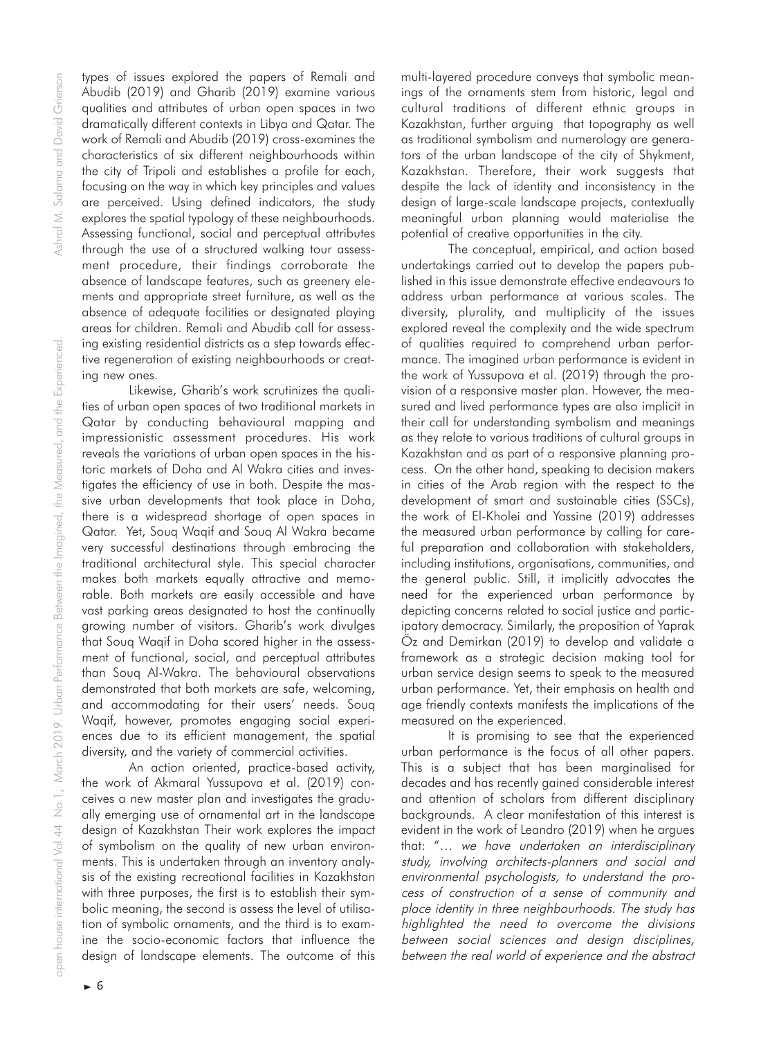types of issues explored the papers of Remali and Abudib (2019) and Gharib (2019) examine various qualities and attributes of urban open spaces in two dramatically different contexts in Libya and Qatar. The work of Remali and Abudib (2019) cross-examines the characteristics of six different neighbourhoods within the city of Tripoli and establishes a profile for each, focusing on the way in which key principles and values are perceived. Using defined indicators, the study explores the spatial typology of these neighbourhoods. Assessing functional, social and perceptual attributes through the use of a structured walking tour assessment procedure, their findings corroborate the absence of landscape features, such as greenery elements and appropriate street furniture, as well as the absence of adequate facilities or designated playing areas for children. Remali and Abudib call for assessing existing residential districts as a step towards effective regeneration of existing neighbourhoods or creating new ones.

Likewise, Gharib's work scrutinizes the qualities of urban open spaces of two traditional markets in Qatar by conducting behavioural mapping and impressionistic assessment procedures. His work reveals the variations of urban open spaces in the historic markets of Doha and Al Wakra cities and investigates the efficiency of use in both. Despite the massive urban developments that took place in Doha, there is a widespread shortage of open spaces in Qatar. Yet, Souq Waqif and Souq Al Wakra became very successful destinations through embracing the traditional architectural style. This special character makes both markets equally attractive and memorable. Both markets are easily accessible and have vast parking areas designated to host the continually growing number of visitors. Gharib's work divulges that Souq Waqif in Doha scored higher in the assessment of functional, social, and perceptual attributes than Souq Al-Wakra. The behavioural observations demonstrated that both markets are safe, welcoming, and accommodating for their users' needs. Souq Waqif, however, promotes engaging social experiences due to its efficient management, the spatial diversity, and the variety of commercial activities.

An action oriented, practice-based activity, the work of Akmaral Yussupova et al. (2019) conceives a new master plan and investigates the gradually emerging use of ornamental art in the landscape design of Kazakhstan Their work explores the impact of symbolism on the quality of new urban environments. This is undertaken through an inventory analysis of the existing recreational facilities in Kazakhstan with three purposes, the first is to establish their symbolic meaning, the second is assess the level of utilisation of symbolic ornaments, and the third is to examine the socio-economic factors that influence the design of landscape elements. The outcome of this multi-layered procedure conveys that symbolic meanings of the ornaments stem from historic, legal and cultural traditions of different ethnic groups in Kazakhstan, further arguing that topography as well as traditional symbolism and numerology are generators of the urban landscape of the city of Shykment, Kazakhstan. Therefore, their work suggests that despite the lack of identity and inconsistency in the design of large-scale landscape projects, contextually meaningful urban planning would materialise the potential of creative opportunities in the city.

The conceptual, empirical, and action based undertakings carried out to develop the papers published in this issue demonstrate effective endeavours to address urban performance at various scales. The diversity, plurality, and multiplicity of the issues explored reveal the complexity and the wide spectrum of qualities required to comprehend urban performance. The imagined urban performance is evident in the work of Yussupova et al. (2019) through the provision of a responsive master plan. However, the measured and lived performance types are also implicit in their call for understanding symbolism and meanings as they relate to various traditions of cultural groups in Kazakhstan and as part of a responsive planning process. On the other hand, speaking to decision makers in cities of the Arab region with the respect to the development of smart and sustainable cities (SSCs), the work of El-Kholei and Yassine (2019) addresses the measured urban performance by calling for careful preparation and collaboration with stakeholders, including institutions, organisations, communities, and the general public. Still, it implicitly advocates the need for the experienced urban performance by depicting concerns related to social justice and participatory democracy. Similarly, the proposition of Yaprak Öz and Demirkan (2019) to develop and validate a framework as a strategic decision making tool for urban service design seems to speak to the measured urban performance. Yet, their emphasis on health and age friendly contexts manifests the implications of the measured on the experienced.

It is promising to see that the experienced urban performance is the focus of all other papers. This is a subject that has been marginalised for decades and has recently gained considerable interest and attention of scholars from different disciplinary backgrounds. A clear manifestation of this interest is evident in the work of Leandro (2019) when he argues that: "*... we have undertaken an interdisciplinary study, involving architects-planners and social and environmental psychologists, to understand the process of construction of a sense of community and place identity in three neighbourhoods. The study has highlighted the need to overcome the divisions between social sciences and design disciplines, between the real world of experience and the abstract*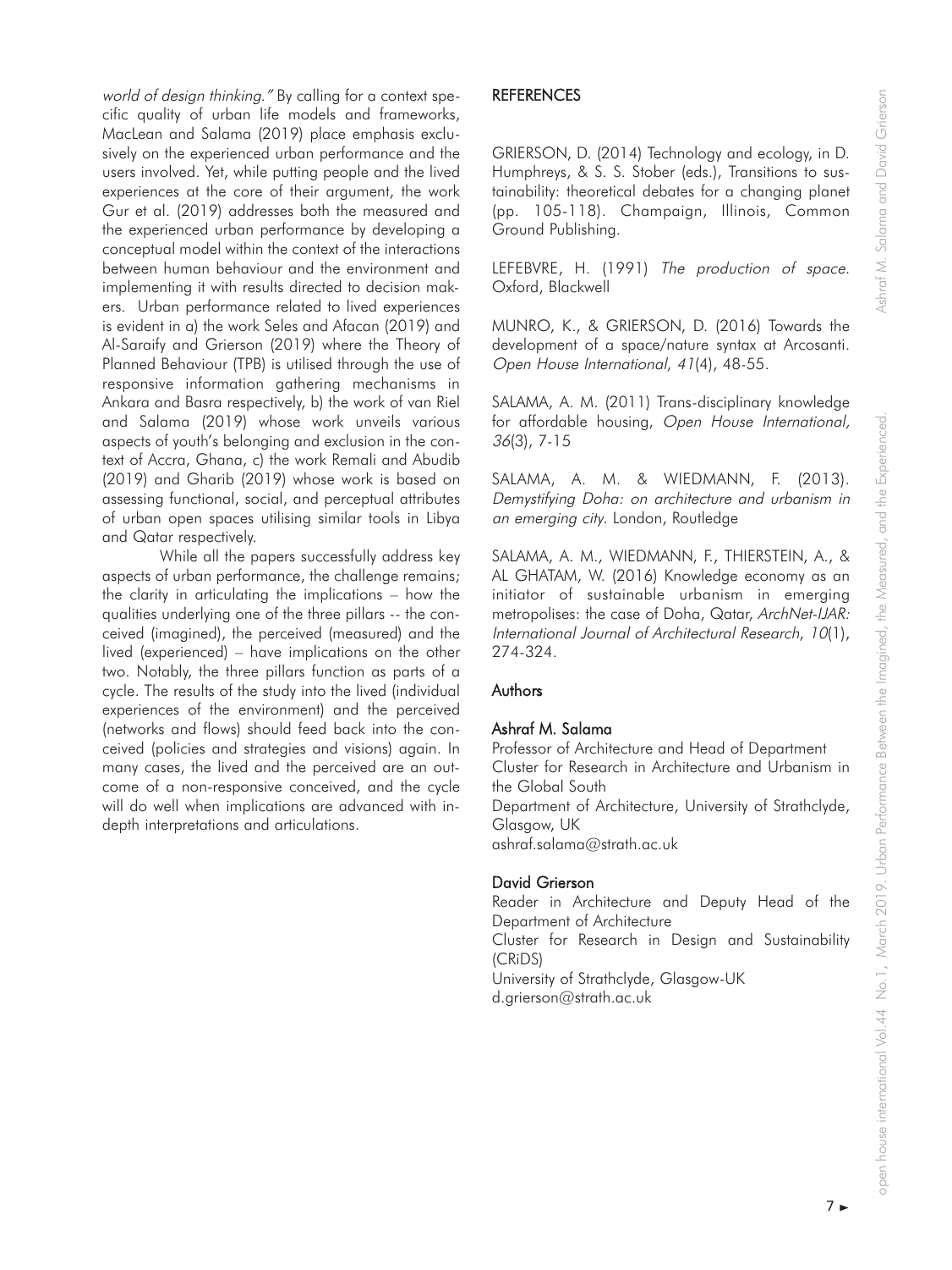*world of design thinking."* By calling for a context specific quality of urban life models and frameworks, MacLean and Salama (2019) place emphasis exclusively on the experienced urban performance and the users involved. Yet, while putting people and the lived experiences at the core of their argument, the work Gur et al. (2019) addresses both the measured and the experienced urban performance by developing a conceptual model within the context of the interactions between human behaviour and the environment and implementing it with results directed to decision makers. Urban performance related to lived experiences is evident in a) the work Seles and Afacan (2019) and Al-Saraify and Grierson (2019) where the Theory of Planned Behaviour (TPB) is utilised through the use of responsive information gathering mechanisms in Ankara and Basra respectively, b) the work of van Riel and Salama (2019) whose work unveils various aspects of youth's belonging and exclusion in the context of Accra, Ghana, c) the work Remali and Abudib (2019) and Gharib (2019) whose work is based on assessing functional, social, and perceptual attributes of urban open spaces utilising similar tools in Libya and Qatar respectively.

While all the papers successfully address key aspects of urban performance, the challenge remains; the clarity in articulating the implications – how the qualities underlying one of the three pillars -- the conceived (imagined), the perceived (measured) and the lived (experienced) – have implications on the other two. Notably, the three pillars function as parts of a cycle. The results of the study into the lived (individual experiences of the environment) and the perceived (networks and flows) should feed back into the conceived (policies and strategies and visions) again. In many cases, the lived and the perceived are an outcome of a non-responsive conceived, and the cycle will do well when implications are advanced with in-depth interpretations and articulations.

## REFERENCES

GRIERSON, D. (2014) Technology and ecology, in D. Humphreys, & S. S. Stober (eds.), Transitions to sustainability: theoretical debates for a changing planet (pp. 105-118). Champaign, Illinois, Common Ground Publishing.

LEFEBVRE, H. (1991) *The production of space*. Oxford, Blackwell

MUNRO, K., & GRIERSON, D. (2016) Towards the development of a space/nature syntax at Arcosanti. *Open House International*, *41*(4), 48-55.

SALAMA, A. M. (2011) Trans-disciplinary knowledge for affordable housing, *Open House International, 36*(3), 7-15

SALAMA, A. M. & WIEDMANN, F. (2013). *Demystifying Doha: on architecture and urbanism in an emerging city*. London, Routledge

SALAMA, A. M., WIEDMANN, F., THIERSTEIN, A., & AL GHATAM, W. (2016) Knowledge economy as an initiator of sustainable urbanism in emerging metropolises: the case of Doha, Qatar, *ArchNet-IJAR: International Journal of Architectural Research*, *10*(1), 274-324.

## Authors

### Ashraf M. Salama

Professor of Architecture and Head of Department
Cluster for Research in Architecture and Urbanism in the Global South
Department of Architecture, University of Strathclyde, Glasgow, UK
ashraf.salama@strath.ac.uk

### David Grierson

Reader in Architecture and Deputy Head of the Department of Architecture
Cluster for Research in Design and Sustainability (CRiDS)
University of Strathclyde, Glasgow-UK
d.grierson@strath.ac.uk